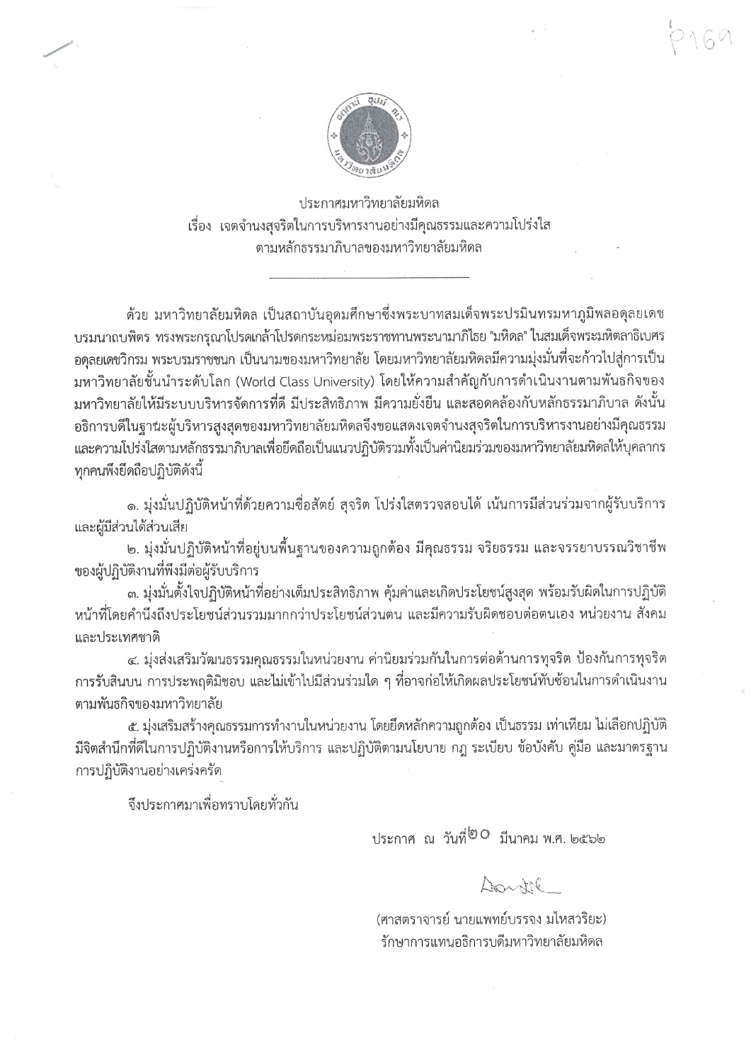ประกาศมหาวิทยาลัยมหิดล

เรื่อง เจตจำนงสุจริตในการบริหารงานอย่างมีคุณธรรมและความโปร่งใส ตามหลักธรรมาภิบาลของมหาวิทยาลัยมหิดล

---

ด้วย มหาวิทยาลัยมหิดล เป็นสถาบันอุดมศึกษาซึ่งพระบาทสมเด็จพระปรมินทรมหาภูมิพลอดุลยเดช บรมนาถบพิตร ทรงพระกรุณาโปรดเกล้าโปรดกระหม่อมพระราชทานพระนามาภิไธย "มหิดล" ในสมเด็จพระมหิตลาธิเบศร อดุลยเดชวิกรม พระบรมราชชนก เป็นนามของมหาวิทยาลัย โดยมหาวิทยาลัยมหิดลมีความมุ่งมั่นที่จะก้าวไปสู่การเป็นมหาวิทยาลัยชั้นนำระดับโลก (World Class University) โดยให้ความสำคัญกับการดำเนินงานตามพันธกิจของมหาวิทยาลัยให้มีระบบบริหารจัดการที่ดี มีประสิทธิภาพ มีความยั่งยืน และสอดคล้องกับหลักธรรมาภิบาล ดังนั้น อธิการบดีในฐานะผู้บริหารสูงสุดของมหาวิทยาลัยมหิดลจึงขอแสดงเจตจำนงสุจริตในการบริหารงานอย่างมีคุณธรรมและความโปร่งใสตามหลักธรรมาภิบาลเพื่อยึดถือเป็นแนวปฏิบัติรวมทั้งเป็นค่านิยมร่วมของมหาวิทยาลัยมหิดลให้บุคลากรทุกคนพึงยึดถือปฏิบัติดังนี้

๑. มุ่งมั่นปฏิบัติหน้าที่ด้วยความซื่อสัตย์ สุจริต โปร่งใสตรวจสอบได้ เน้นการมีส่วนร่วมจากผู้รับบริการและผู้มีส่วนได้ส่วนเสีย

๒. มุ่งมั่นปฏิบัติหน้าที่อยู่บนพื้นฐานของความถูกต้อง มีคุณธรรม จริยธรรม และจรรยาบรรณวิชาชีพของผู้ปฏิบัติงานที่พึงมีต่อผู้รับบริการ

๓. มุ่งมั่นตั้งใจปฏิบัติหน้าที่อย่างเต็มประสิทธิภาพ คุ้มค่าและเกิดประโยชน์สูงสุด พร้อมรับผิดในการปฏิบัติหน้าที่โดยคำนึงถึงประโยชน์ส่วนรวมมากกว่าประโยชน์ส่วนตน และมีความรับผิดชอบต่อตนเอง หน่วยงาน สังคม และประเทศชาติ

๔. มุ่งส่งเสริมวัฒนธรรมคุณธรรมในหน่วยงาน ค่านิยมร่วมกันในการต่อต้านการทุจริต ป้องกันการทุจริต การรับสินบน การประพฤติมิชอบ และไม่เข้าไปมีส่วนร่วมใด ๆ ที่อาจก่อให้เกิดผลประโยชน์ทับซ้อนในการดำเนินงานตามพันธกิจของมหาวิทยาลัย

๕. มุ่งเสริมสร้างคุณธรรมการทำงานในหน่วยงาน โดยยึดหลักความถูกต้อง เป็นธรรม เท่าเทียม ไม่เลือกปฏิบัติ มีจิตสำนึกที่ดีในการปฏิบัติงานหรือการให้บริการ และปฏิบัติตามนโยบาย กฎ ระเบียบ ข้อบังคับ คู่มือ และมาตรฐานการปฏิบัติงานอย่างเคร่งครัด

จึงประกาศมาเพื่อทราบโดยทั่วกัน

ประกาศ ณ วันที่ ๒๐ มีนาคม พ.ศ. ๒๕๖๒

(ศาสตราจารย์ นายแพทย์บรรจง มไหสวริยะ)

รักษาการแทนอธิการบดีมหาวิทยาลัยมหิดล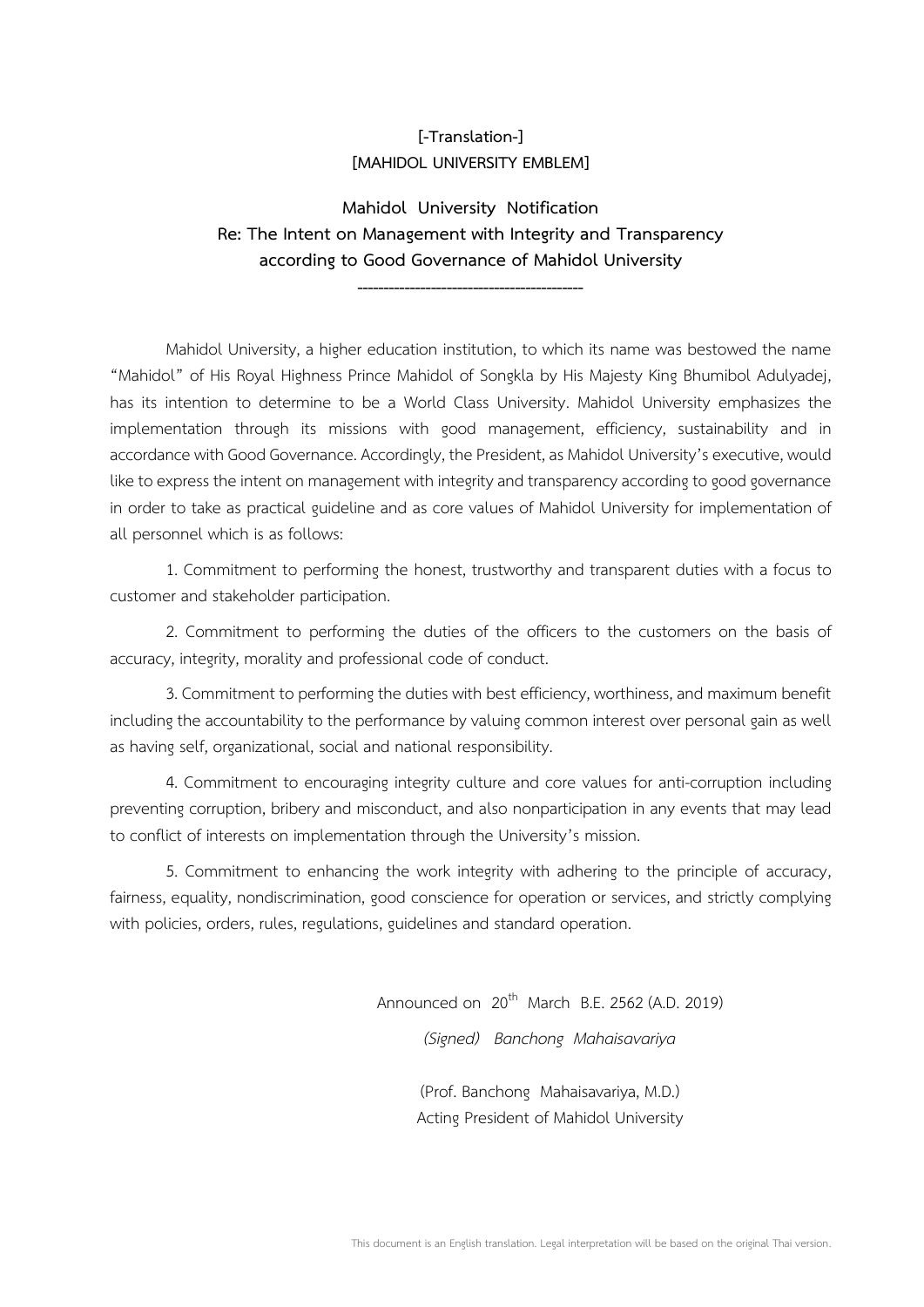**[-Translation-]**
**[MAHIDOL UNIVERSITY EMBLEM]**

# Mahidol University Notification
## Re: The Intent on Management with Integrity and Transparency according to Good Governance of Mahidol University

---

Mahidol University, a higher education institution, to which its name was bestowed the name "Mahidol" of His Royal Highness Prince Mahidol of Songkla by His Majesty King Bhumibol Adulyadej, has its intention to determine to be a World Class University. Mahidol University emphasizes the implementation through its missions with good management, efficiency, sustainability and in accordance with Good Governance. Accordingly, the President, as Mahidol University's executive, would like to express the intent on management with integrity and transparency according to good governance in order to take as practical guideline and as core values of Mahidol University for implementation of all personnel which is as follows:

1. Commitment to performing the honest, trustworthy and transparent duties with a focus to customer and stakeholder participation.

2. Commitment to performing the duties of the officers to the customers on the basis of accuracy, integrity, morality and professional code of conduct.

3. Commitment to performing the duties with best efficiency, worthiness, and maximum benefit including the accountability to the performance by valuing common interest over personal gain as well as having self, organizational, social and national responsibility.

4. Commitment to encouraging integrity culture and core values for anti-corruption including preventing corruption, bribery and misconduct, and also nonparticipation in any events that may lead to conflict of interests on implementation through the University's mission.

5. Commitment to enhancing the work integrity with adhering to the principle of accuracy, fairness, equality, nondiscrimination, good conscience for operation or services, and strictly complying with policies, orders, rules, regulations, guidelines and standard operation.

Announced on 20th March B.E. 2562 (A.D. 2019)

*(Signed) Banchong Mahaisavariya*

(Prof. Banchong Mahaisavariya, M.D.)
Acting President of Mahidol University

This document is an English translation. Legal interpretation will be based on the original Thai version.